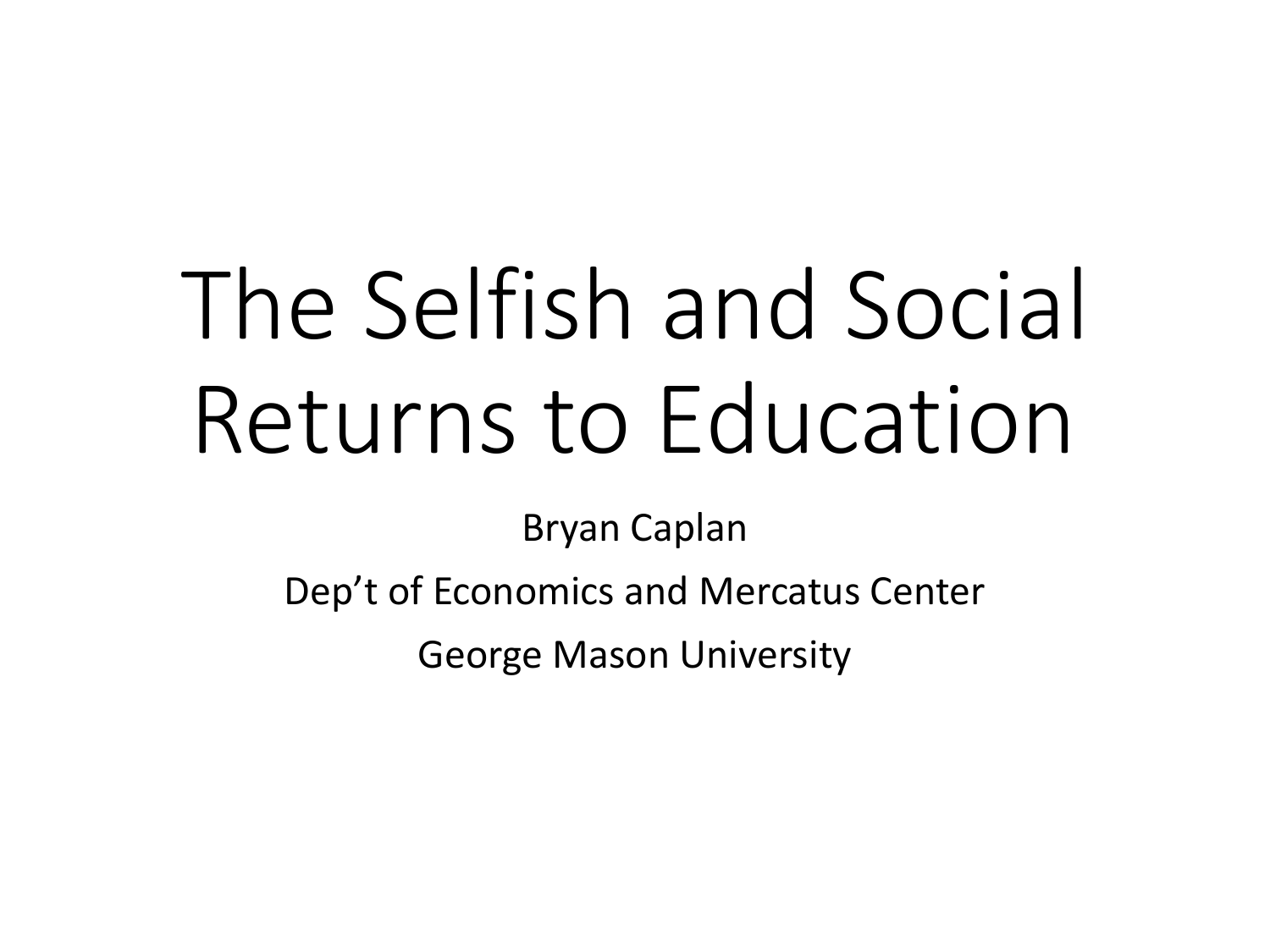# The Selfish and Social Returns to Education

Bryan Caplan

Dep't of Economics and Mercatus Center

George Mason University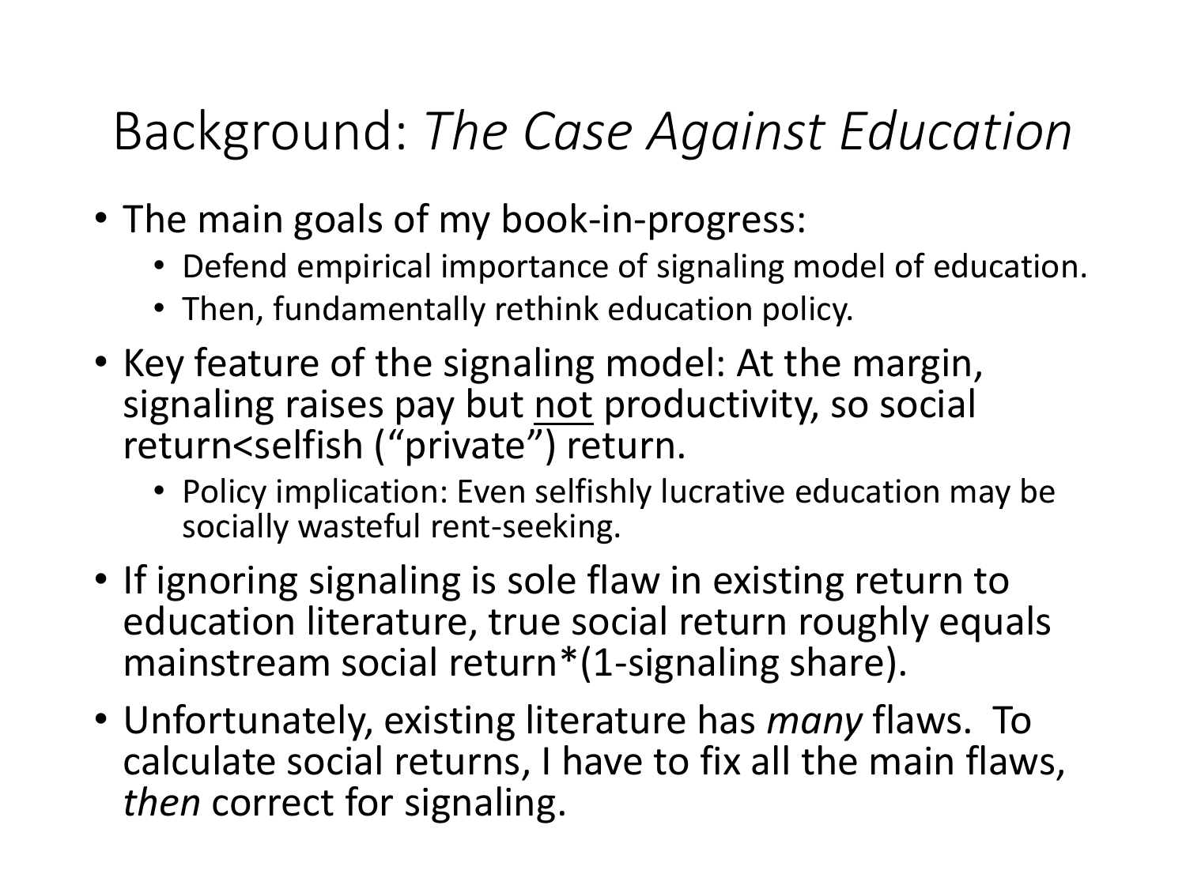# Background: *The Case Against Education*

- The main goals of my book-in-progress:
  - Defend empirical importance of signaling model of education.
  - Then, fundamentally rethink education policy.
- Key feature of the signaling model: At the margin, signaling raises pay but <u>not</u> productivity, so social return<selfish ("private") return.
  - Policy implication: Even selfishly lucrative education may be socially wasteful rent-seeking.
- If ignoring signaling is sole flaw in existing return to education literature, true social return roughly equals mainstream social return*(1-signaling share).
- Unfortunately, existing literature has *many* flaws. To calculate social returns, I have to fix all the main flaws, *then* correct for signaling.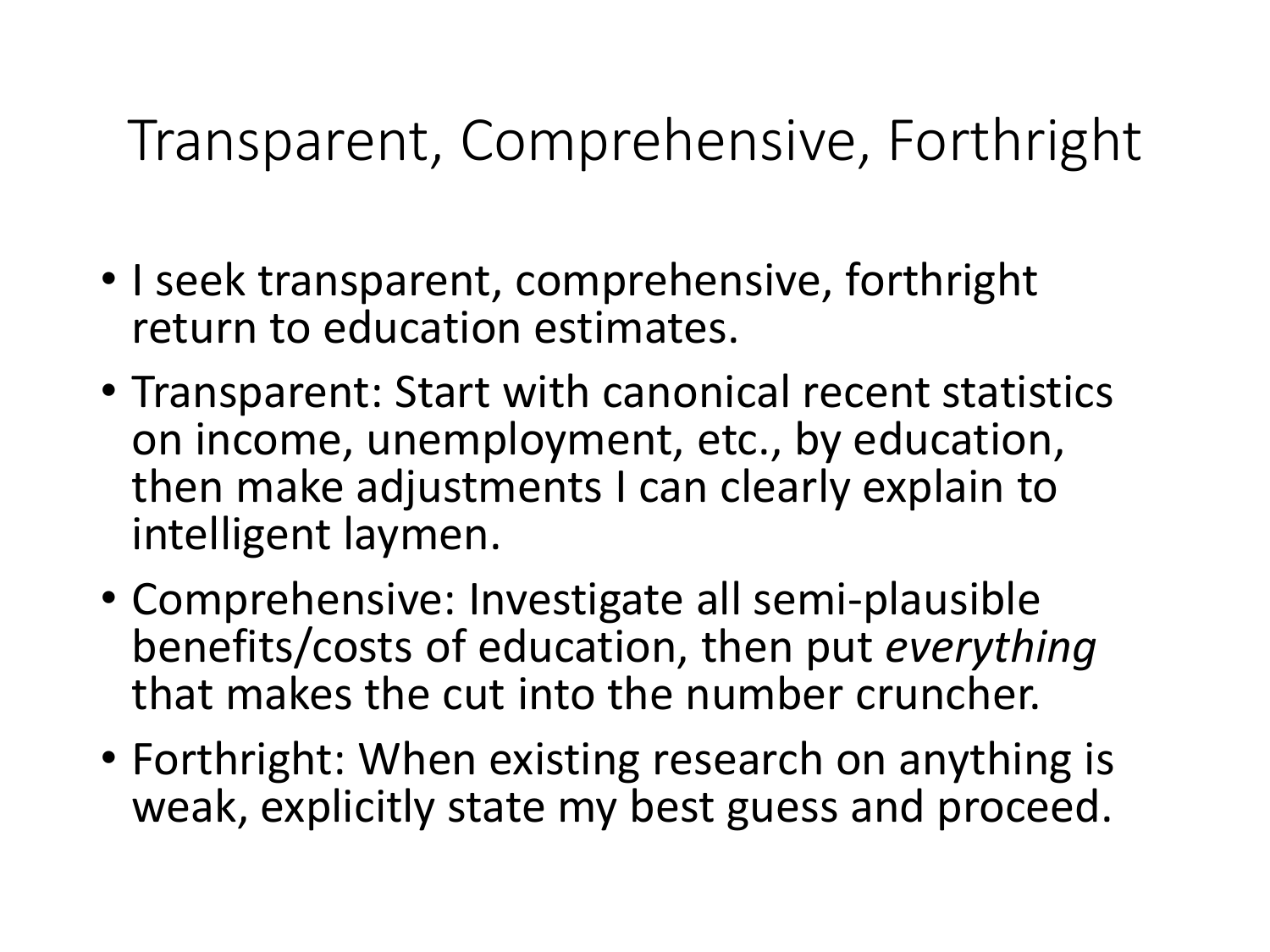# Transparent, Comprehensive, Forthright

- I seek transparent, comprehensive, forthright return to education estimates.
- Transparent: Start with canonical recent statistics on income, unemployment, etc., by education, then make adjustments I can clearly explain to intelligent laymen.
- Comprehensive: Investigate all semi-plausible benefits/costs of education, then put *everything* that makes the cut into the number cruncher.
- Forthright: When existing research on anything is weak, explicitly state my best guess and proceed.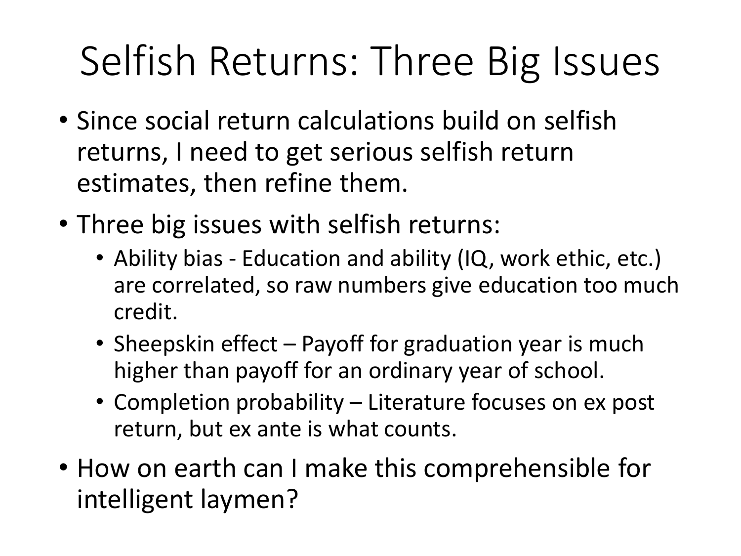# Selfish Returns: Three Big Issues

- Since social return calculations build on selfish returns, I need to get serious selfish return estimates, then refine them.
- Three big issues with selfish returns:
  - Ability bias - Education and ability (IQ, work ethic, etc.) are correlated, so raw numbers give education too much credit.
  - Sheepskin effect – Payoff for graduation year is much higher than payoff for an ordinary year of school.
  - Completion probability – Literature focuses on ex post return, but ex ante is what counts.
- How on earth can I make this comprehensible for intelligent laymen?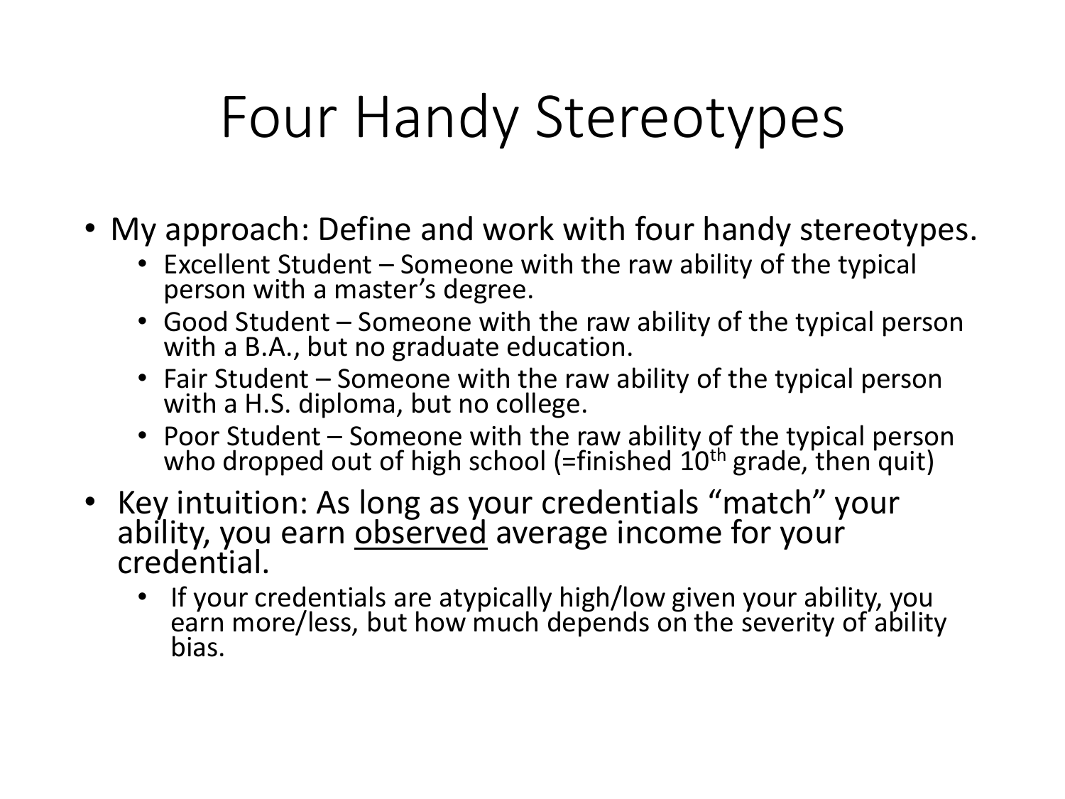# Four Handy Stereotypes

- My approach: Define and work with four handy stereotypes.
  - Excellent Student – Someone with the raw ability of the typical person with a master's degree.
  - Good Student – Someone with the raw ability of the typical person with a B.A., but no graduate education.
  - Fair Student – Someone with the raw ability of the typical person with a H.S. diploma, but no college.
  - Poor Student – Someone with the raw ability of the typical person who dropped out of high school (=finished 10th grade, then quit)
- Key intuition: As long as your credentials "match" your ability, you earn <u>observed</u> average income for your credential.
  - If your credentials are atypically high/low given your ability, you earn more/less, but how much depends on the severity of ability bias.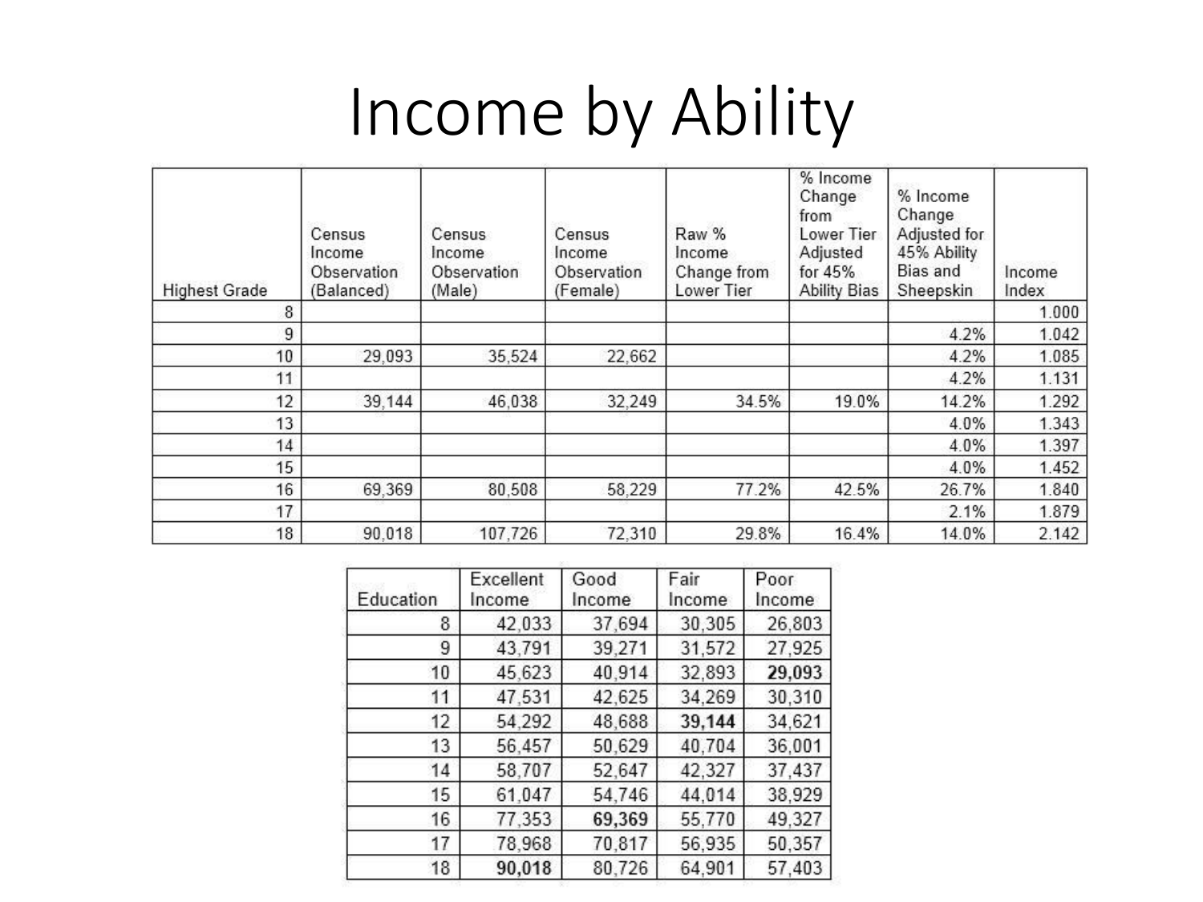# Income by Ability

| Highest Grade | Census Income Observation (Balanced) | Census Income Observation (Male) | Census Income Observation (Female) | Raw % Income Change from Lower Tier | % Income Change from Lower Tier Adjusted for 45% Ability Bias | % Income Change Adjusted for 45% Ability Bias and Sheepskin | Income Index |
|---|---|---|---|---|---|---|---|
| 8 | | | | | | | 1.000 |
| 9 | | | | | | 4.2% | 1.042 |
| 10 | 29,093 | 35,524 | 22,662 | | | 4.2% | 1.085 |
| 11 | | | | | | 4.2% | 1.131 |
| 12 | 39,144 | 46,038 | 32,249 | 34.5% | 19.0% | 14.2% | 1.292 |
| 13 | | | | | | 4.0% | 1.343 |
| 14 | | | | | | 4.0% | 1.397 |
| 15 | | | | | | 4.0% | 1.452 |
| 16 | 69,369 | 80,508 | 58,229 | 77.2% | 42.5% | 26.7% | 1.840 |
| 17 | | | | | | 2.1% | 1.879 |
| 18 | 90,018 | 107,726 | 72,310 | 29.8% | 16.4% | 14.0% | 2.142 |

| Education | Excellent Income | Good Income | Fair Income | Poor Income |
|---|---|---|---|---|
| 8 | 42,033 | 37,694 | 30,305 | 26,803 |
| 9 | 43,791 | 39,271 | 31,572 | 27,925 |
| 10 | 45,623 | 40,914 | 32,893 | **29,093** |
| 11 | 47,531 | 42,625 | 34,269 | 30,310 |
| 12 | 54,292 | 48,688 | **39,144** | 34,621 |
| 13 | 56,457 | 50,629 | 40,704 | 36,001 |
| 14 | 58,707 | 52,647 | 42,327 | 37,437 |
| 15 | 61,047 | 54,746 | 44,014 | 38,929 |
| 16 | 77,353 | **69,369** | 55,770 | 49,327 |
| 17 | 78,968 | 70,817 | 56,935 | 50,357 |
| 18 | **90,018** | 80,726 | 64,901 | 57,403 |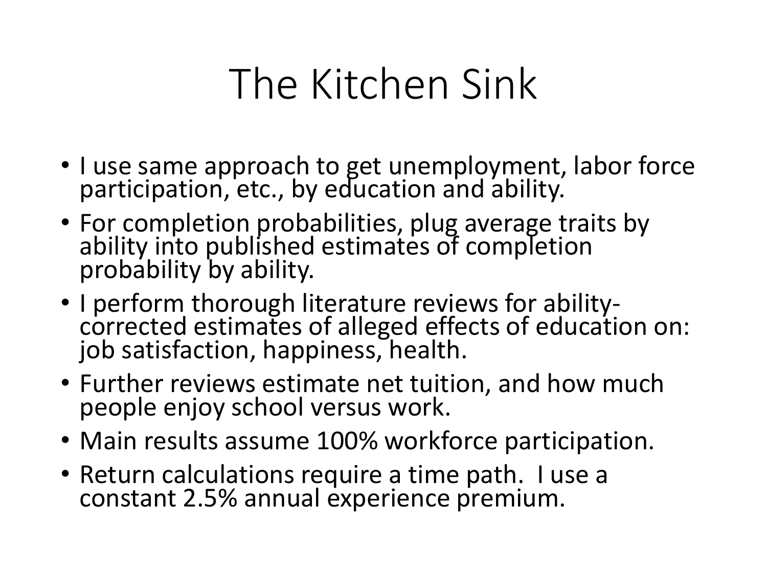# The Kitchen Sink

- I use same approach to get unemployment, labor force participation, etc., by education and ability.
- For completion probabilities, plug average traits by ability into published estimates of completion probability by ability.
- I perform thorough literature reviews for ability-corrected estimates of alleged effects of education on: job satisfaction, happiness, health.
- Further reviews estimate net tuition, and how much people enjoy school versus work.
- Main results assume 100% workforce participation.
- Return calculations require a time path. I use a constant 2.5% annual experience premium.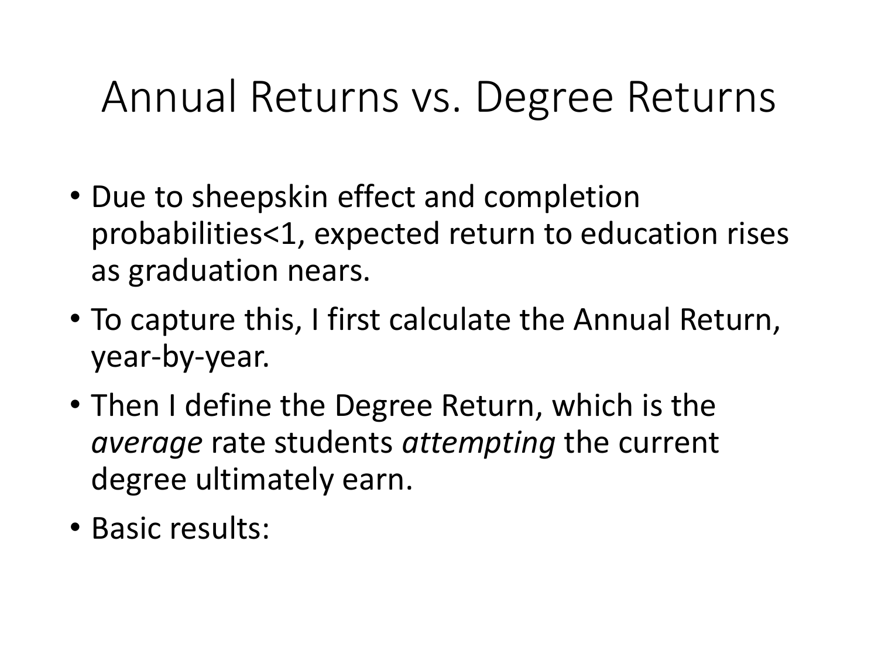# Annual Returns vs. Degree Returns

- Due to sheepskin effect and completion probabilities<1, expected return to education rises as graduation nears.
- To capture this, I first calculate the Annual Return, year-by-year.
- Then I define the Degree Return, which is the *average* rate students *attempting* the current degree ultimately earn.
- Basic results: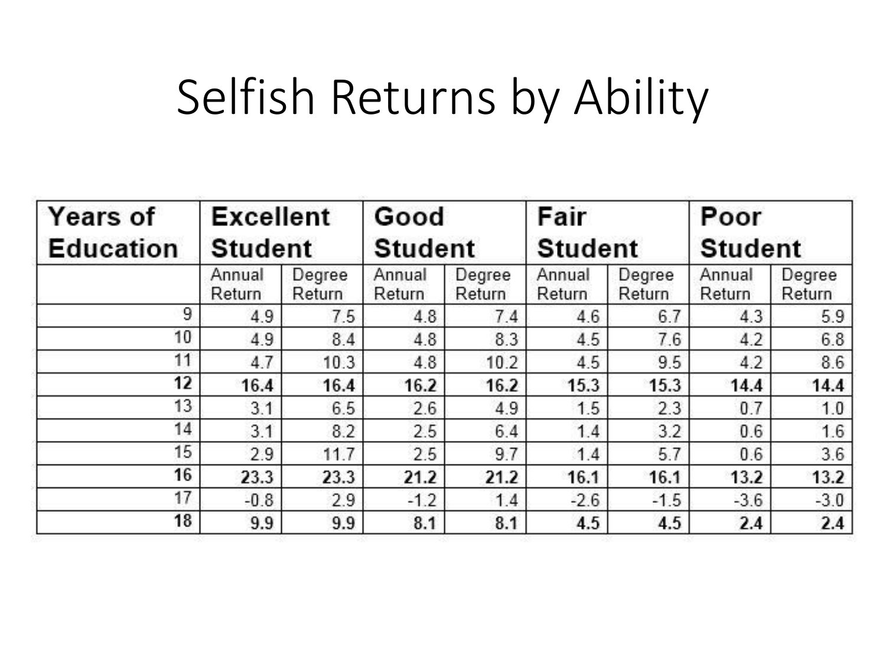# Selfish Returns by Ability

| Years of Education | Excellent Student | | Good Student | | Fair Student | | Poor Student | |
|---|---|---|---|---|---|---|---|---|
| | Annual Return | Degree Return | Annual Return | Degree Return | Annual Return | Degree Return | Annual Return | Degree Return |
| 9 | 4.9 | 7.5 | 4.8 | 7.4 | 4.6 | 6.7 | 4.3 | 5.9 |
| 10 | 4.9 | 8.4 | 4.8 | 8.3 | 4.5 | 7.6 | 4.2 | 6.8 |
| 11 | 4.7 | 10.3 | 4.8 | 10.2 | 4.5 | 9.5 | 4.2 | 8.6 |
| **12** | **16.4** | **16.4** | **16.2** | **16.2** | **15.3** | **15.3** | **14.4** | **14.4** |
| 13 | 3.1 | 6.5 | 2.6 | 4.9 | 1.5 | 2.3 | 0.7 | 1.0 |
| 14 | 3.1 | 8.2 | 2.5 | 6.4 | 1.4 | 3.2 | 0.6 | 1.6 |
| 15 | 2.9 | 11.7 | 2.5 | 9.7 | 1.4 | 5.7 | 0.6 | 3.6 |
| **16** | **23.3** | **23.3** | **21.2** | **21.2** | **16.1** | **16.1** | **13.2** | **13.2** |
| 17 | -0.8 | 2.9 | -1.2 | 1.4 | -2.6 | -1.5 | -3.6 | -3.0 |
| **18** | **9.9** | **9.9** | **8.1** | **8.1** | **4.5** | **4.5** | **2.4** | **2.4** |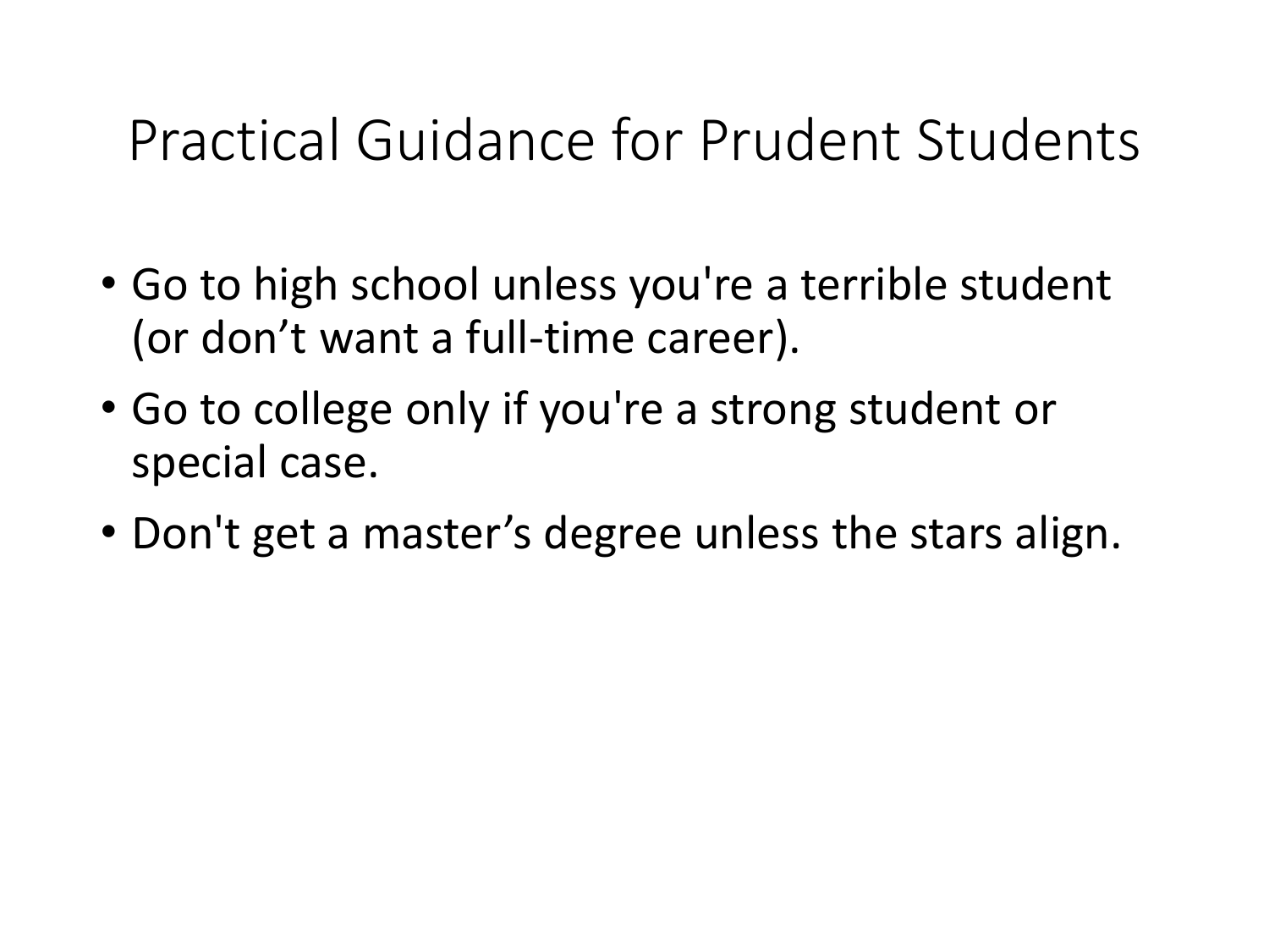# Practical Guidance for Prudent Students

- Go to high school unless you're a terrible student (or don’t want a full-time career).
- Go to college only if you're a strong student or special case.
- Don't get a master’s degree unless the stars align.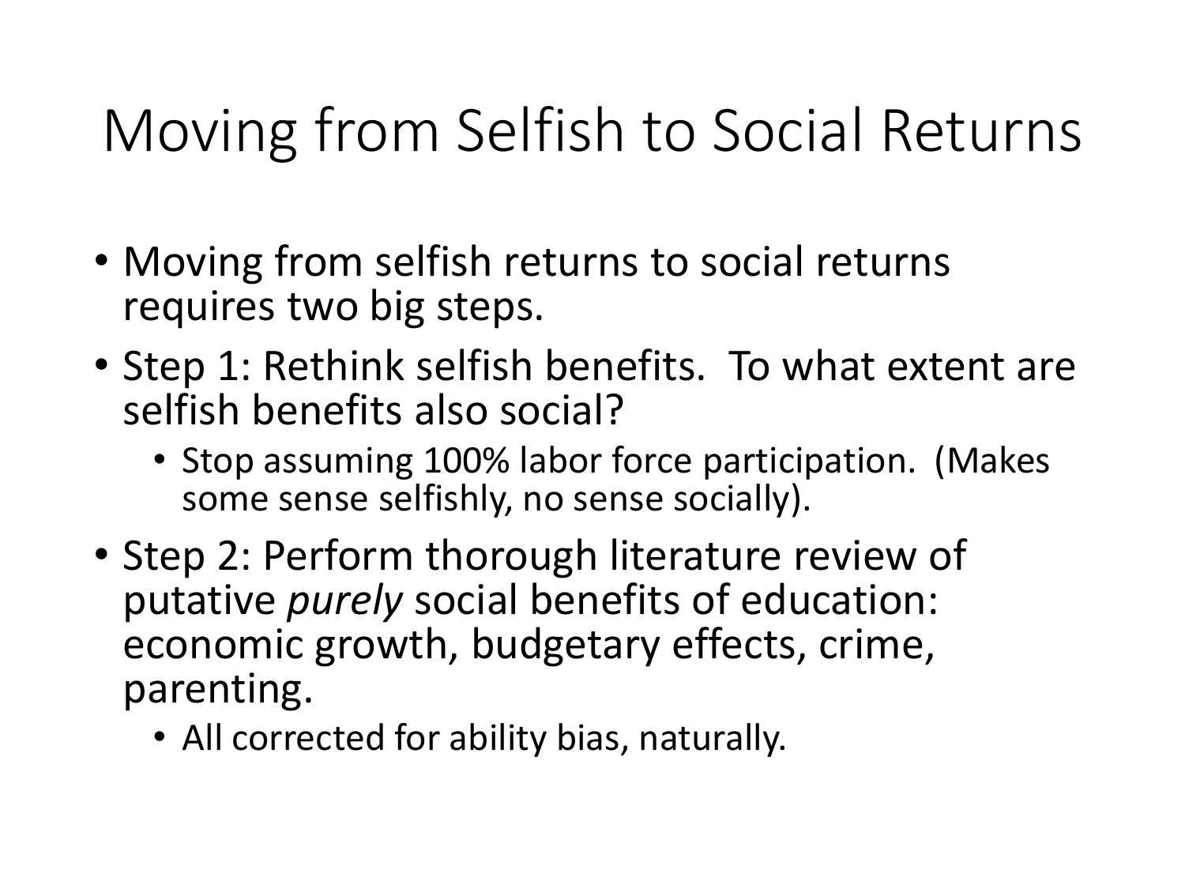# Moving from Selfish to Social Returns

- Moving from selfish returns to social returns requires two big steps.
- Step 1: Rethink selfish benefits. To what extent are selfish benefits also social?
  - Stop assuming 100% labor force participation. (Makes some sense selfishly, no sense socially).
- Step 2: Perform thorough literature review of putative *purely* social benefits of education: economic growth, budgetary effects, crime, parenting.
  - All corrected for ability bias, naturally.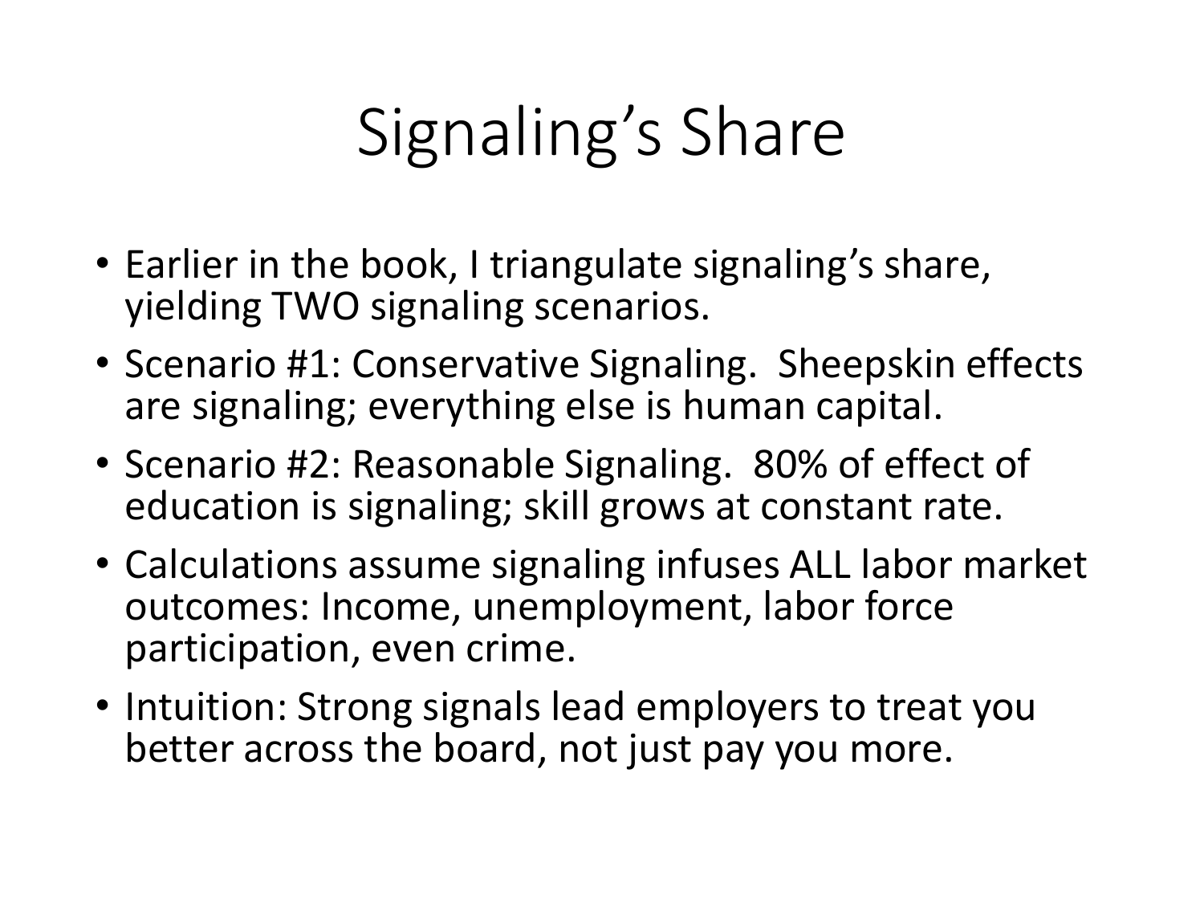# Signaling's Share

- Earlier in the book, I triangulate signaling's share, yielding TWO signaling scenarios.
- Scenario #1: Conservative Signaling. Sheepskin effects are signaling; everything else is human capital.
- Scenario #2: Reasonable Signaling. 80% of effect of education is signaling; skill grows at constant rate.
- Calculations assume signaling infuses ALL labor market outcomes: Income, unemployment, labor force participation, even crime.
- Intuition: Strong signals lead employers to treat you better across the board, not just pay you more.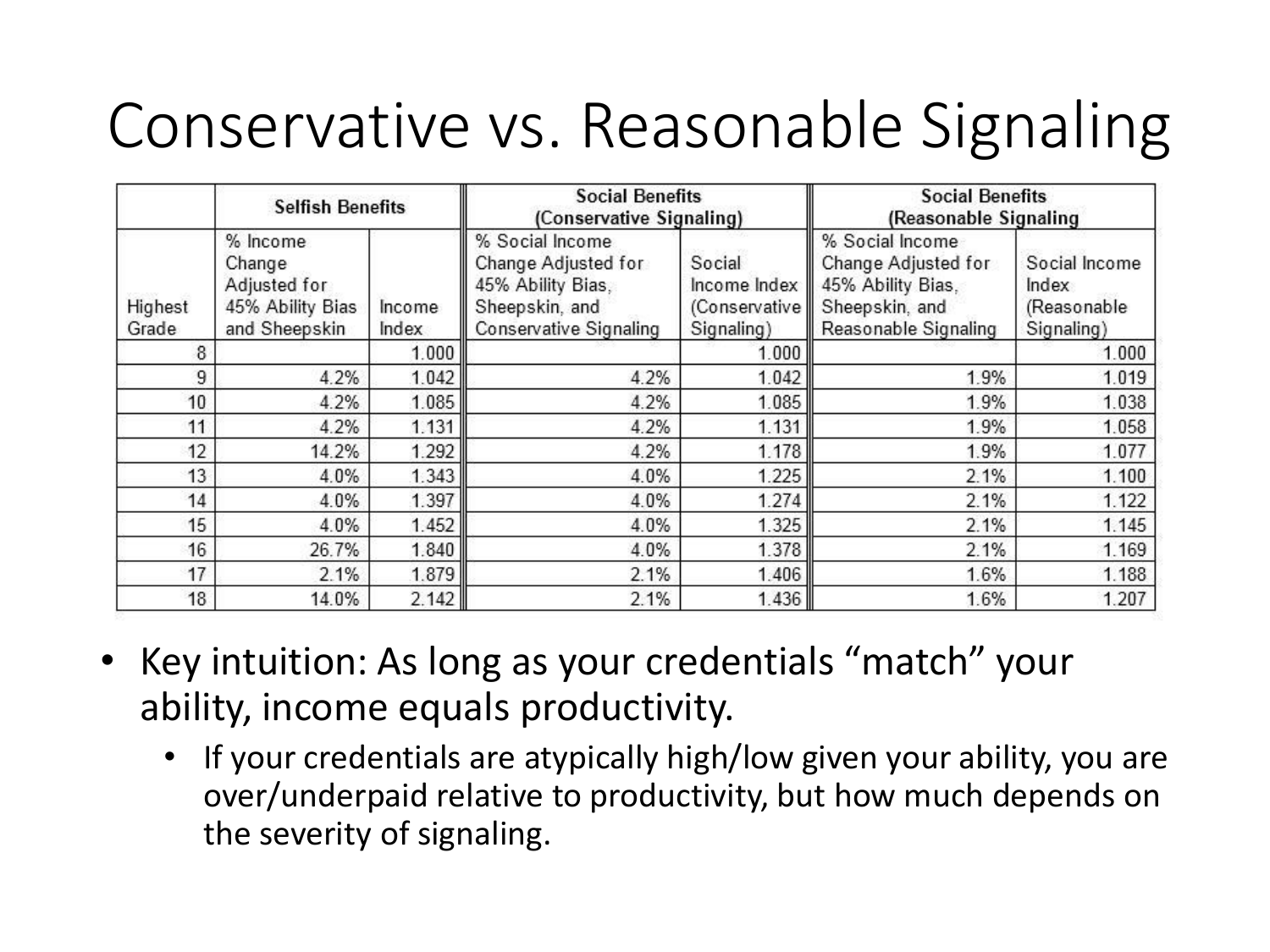# Conservative vs. Reasonable Signaling

| | Selfish Benefits | | Social Benefits (Conservative Signaling) | | Social Benefits (Reasonable Signaling) | |
|---|---|---|---|---|---|---|
| Highest Grade | % Income Change Adjusted for 45% Ability Bias and Sheepskin | Income Index | % Social Income Change Adjusted for 45% Ability Bias, Sheepskin, and Conservative Signaling | Social Income Index (Conservative Signaling) | % Social Income Change Adjusted for 45% Ability Bias, Sheepskin, and Reasonable Signaling | Social Income Index (Reasonable Signaling) |
| 8 | | 1.000 | | 1.000 | | 1.000 |
| 9 | 4.2% | 1.042 | 4.2% | 1.042 | 1.9% | 1.019 |
| 10 | 4.2% | 1.085 | 4.2% | 1.085 | 1.9% | 1.038 |
| 11 | 4.2% | 1.131 | 4.2% | 1.131 | 1.9% | 1.058 |
| 12 | 14.2% | 1.292 | 4.2% | 1.178 | 1.9% | 1.077 |
| 13 | 4.0% | 1.343 | 4.0% | 1.225 | 2.1% | 1.100 |
| 14 | 4.0% | 1.397 | 4.0% | 1.274 | 2.1% | 1.122 |
| 15 | 4.0% | 1.452 | 4.0% | 1.325 | 2.1% | 1.145 |
| 16 | 26.7% | 1.840 | 4.0% | 1.378 | 2.1% | 1.169 |
| 17 | 2.1% | 1.879 | 2.1% | 1.406 | 1.6% | 1.188 |
| 18 | 14.0% | 2.142 | 2.1% | 1.436 | 1.6% | 1.207 |

- Key intuition: As long as your credentials "match" your ability, income equals productivity.
  - If your credentials are atypically high/low given your ability, you are over/underpaid relative to productivity, but how much depends on the severity of signaling.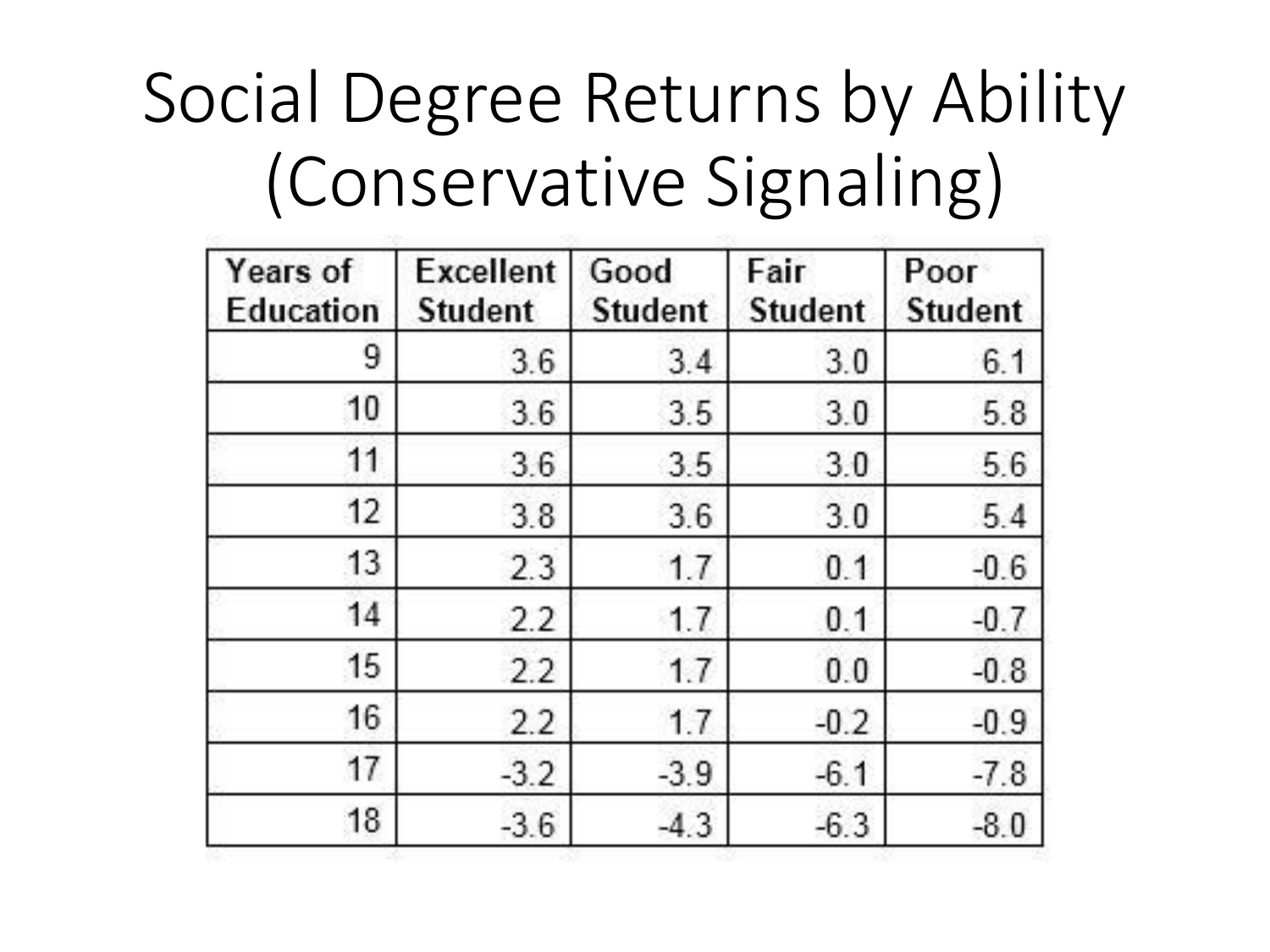# Social Degree Returns by Ability (Conservative Signaling)

| Years of Education | Excellent Student | Good Student | Fair Student | Poor Student |
|---|---|---|---|---|
| 9 | 3.6 | 3.4 | 3.0 | 6.1 |
| 10 | 3.6 | 3.5 | 3.0 | 5.8 |
| 11 | 3.6 | 3.5 | 3.0 | 5.6 |
| 12 | 3.8 | 3.6 | 3.0 | 5.4 |
| 13 | 2.3 | 1.7 | 0.1 | -0.6 |
| 14 | 2.2 | 1.7 | 0.1 | -0.7 |
| 15 | 2.2 | 1.7 | 0.0 | -0.8 |
| 16 | 2.2 | 1.7 | -0.2 | -0.9 |
| 17 | -3.2 | -3.9 | -6.1 | -7.8 |
| 18 | -3.6 | -4.3 | -6.3 | -8.0 |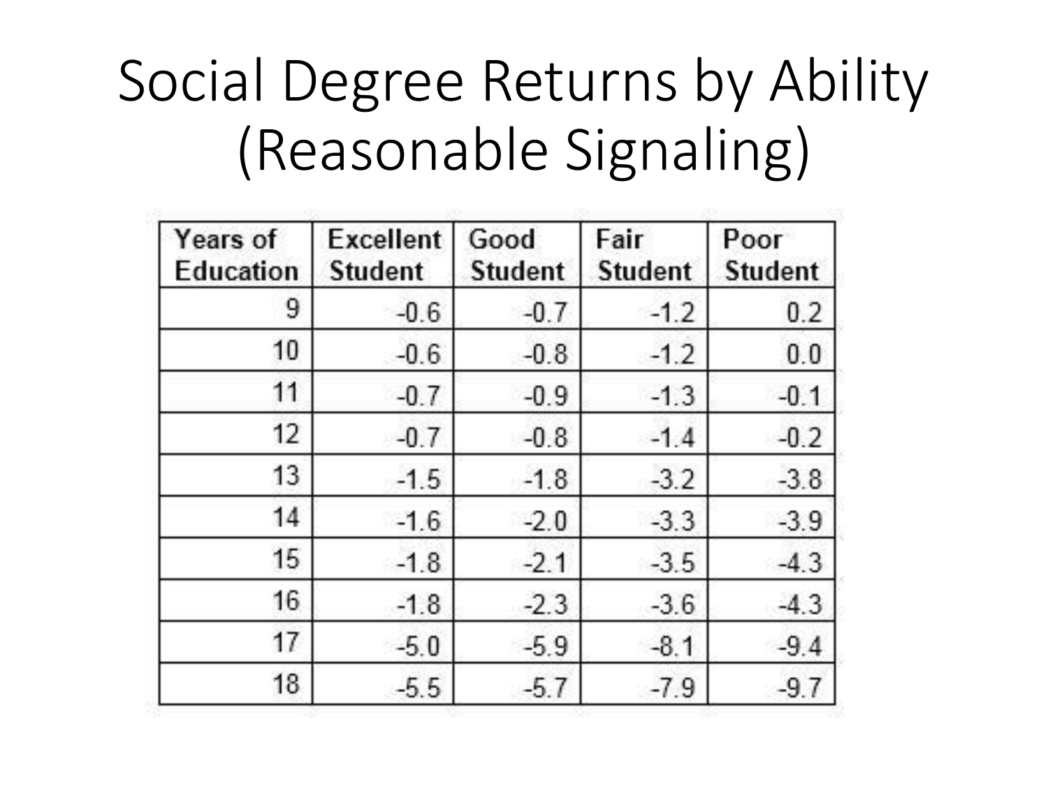# Social Degree Returns by Ability (Reasonable Signaling)

| Years of Education | Excellent Student | Good Student | Fair Student | Poor Student |
|---|---|---|---|---|
| 9 | -0.6 | -0.7 | -1.2 | 0.2 |
| 10 | -0.6 | -0.8 | -1.2 | 0.0 |
| 11 | -0.7 | -0.9 | -1.3 | -0.1 |
| 12 | -0.7 | -0.8 | -1.4 | -0.2 |
| 13 | -1.5 | -1.8 | -3.2 | -3.8 |
| 14 | -1.6 | -2.0 | -3.3 | -3.9 |
| 15 | -1.8 | -2.1 | -3.5 | -4.3 |
| 16 | -1.8 | -2.3 | -3.6 | -4.3 |
| 17 | -5.0 | -5.9 | -8.1 | -9.4 |
| 18 | -5.5 | -5.7 | -7.9 | -9.7 |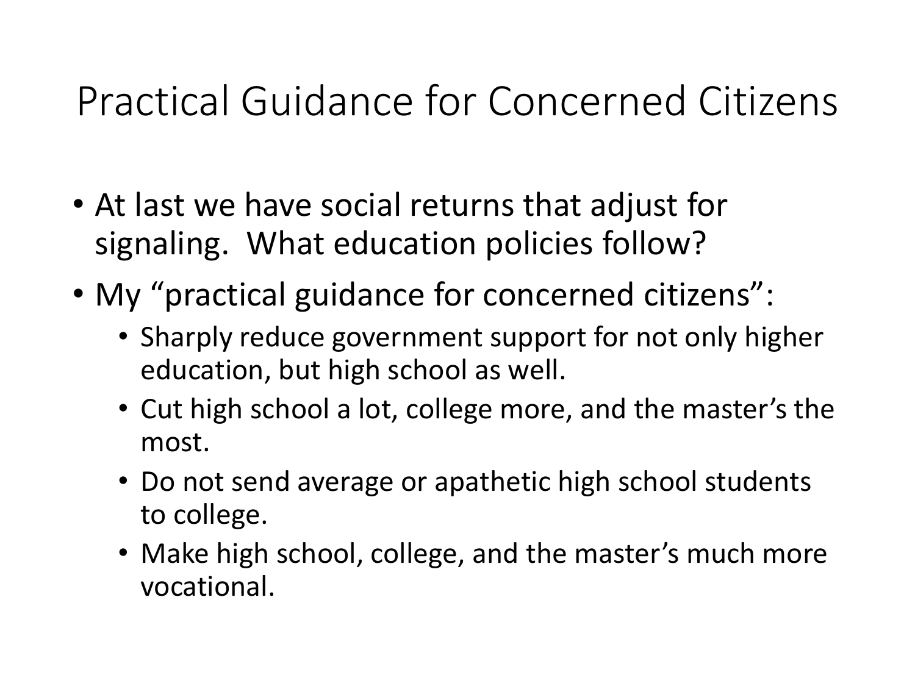# Practical Guidance for Concerned Citizens

- At last we have social returns that adjust for signaling. What education policies follow?
- My "practical guidance for concerned citizens":
  - Sharply reduce government support for not only higher education, but high school as well.
  - Cut high school a lot, college more, and the master's the most.
  - Do not send average or apathetic high school students to college.
  - Make high school, college, and the master's much more vocational.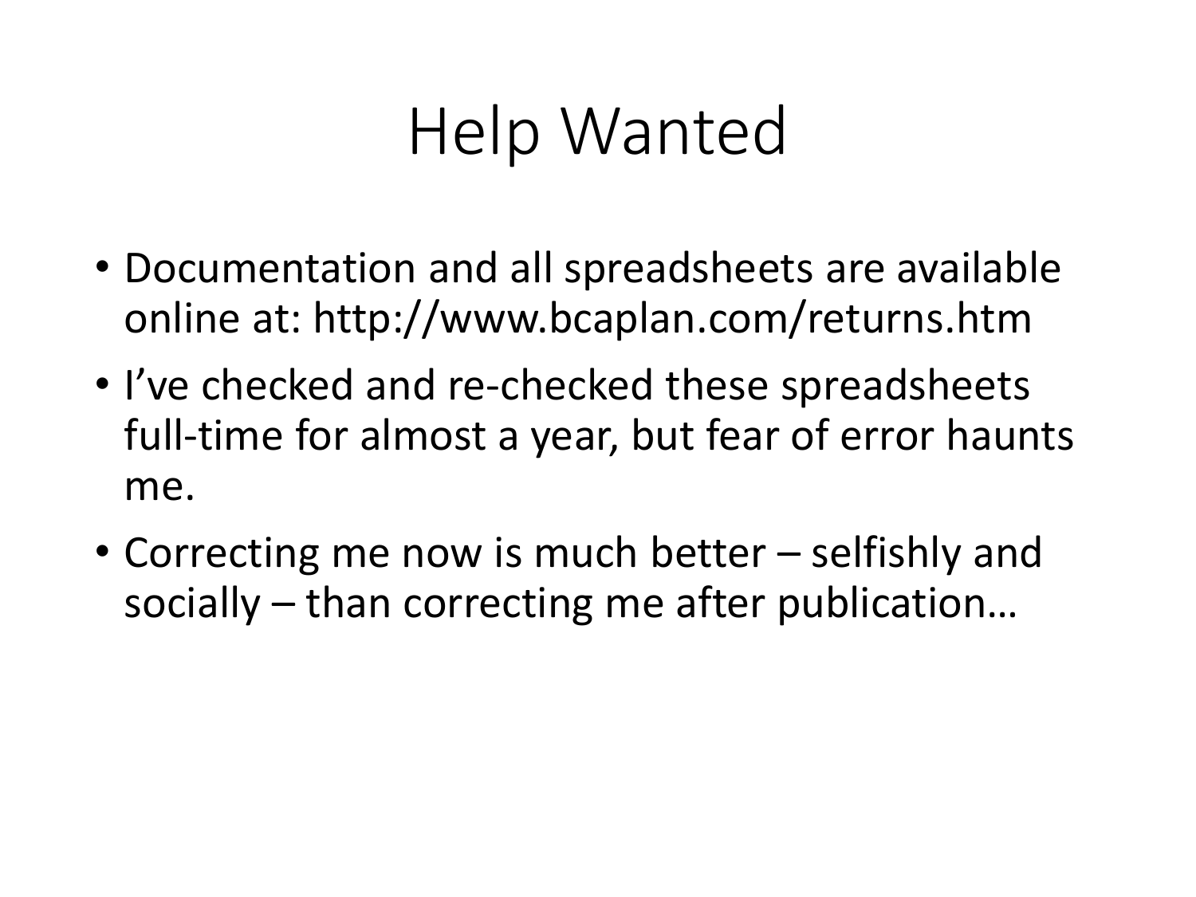# Help Wanted

- Documentation and all spreadsheets are available online at: http://www.bcaplan.com/returns.htm
- I've checked and re-checked these spreadsheets full-time for almost a year, but fear of error haunts me.
- Correcting me now is much better – selfishly and socially – than correcting me after publication…